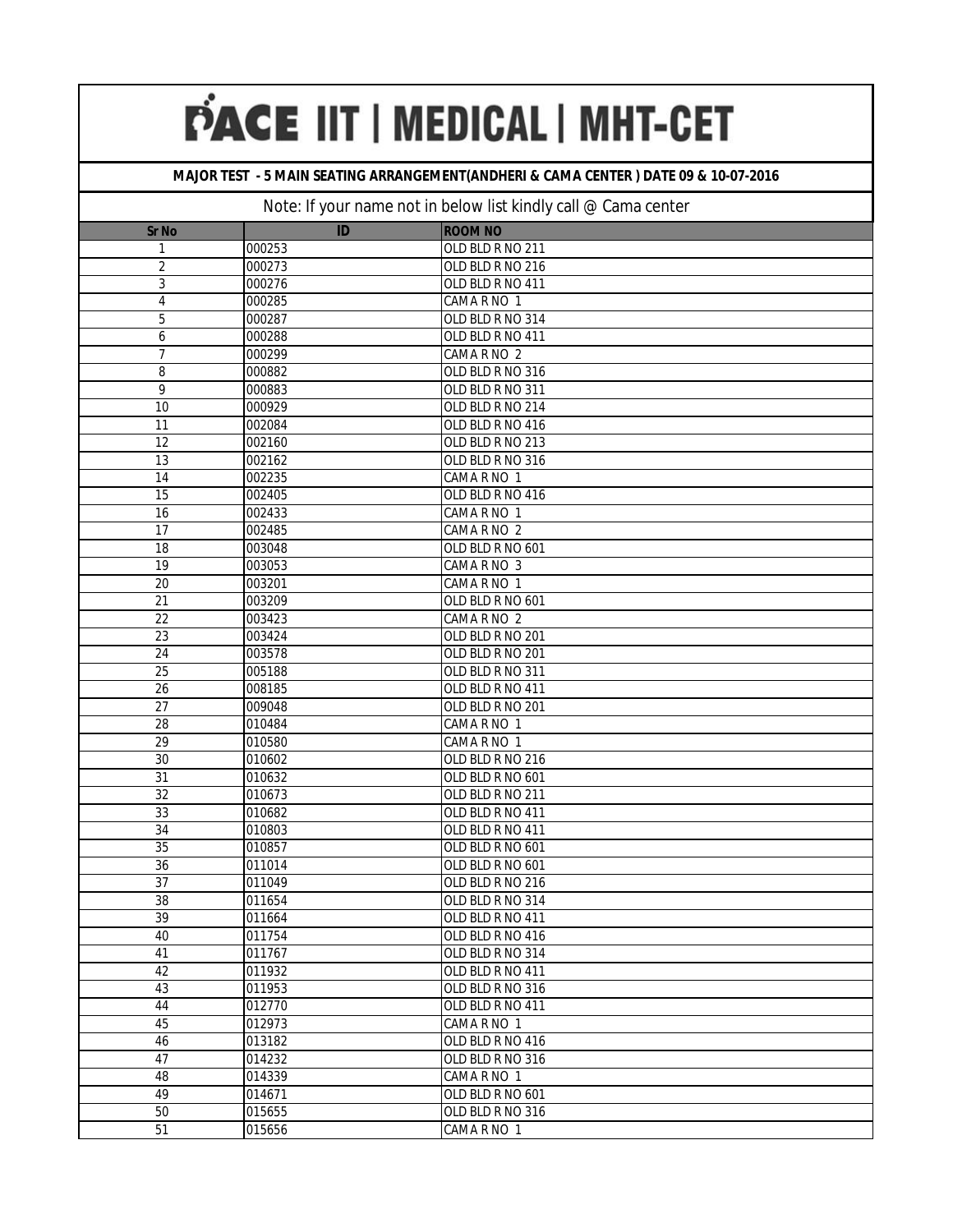# PACE IIT | MEDICAL | MHT-CET

**MAJOR TEST - 5 MAIN SEATING ARRANGEMENT(ANDHERI & CAMA CENTER ) DATE 09 & 10-07-2016**

Note: If your name not in below list kindly call @ Cama center

| Sr No | ID | ROOM NO |
|---|---|---|
| 1 | 000253 | OLD BLD R NO 211 |
| 2 | 000273 | OLD BLD R NO 216 |
| 3 | 000276 | OLD BLD R NO 411 |
| 4 | 000285 | CAMA R NO 1 |
| 5 | 000287 | OLD BLD R NO 314 |
| 6 | 000288 | OLD BLD R NO 411 |
| 7 | 000299 | CAMA R NO 2 |
| 8 | 000882 | OLD BLD R NO 316 |
| 9 | 000883 | OLD BLD R NO 311 |
| 10 | 000929 | OLD BLD R NO 214 |
| 11 | 002084 | OLD BLD R NO 416 |
| 12 | 002160 | OLD BLD R NO 213 |
| 13 | 002162 | OLD BLD R NO 316 |
| 14 | 002235 | CAMA R NO 1 |
| 15 | 002405 | OLD BLD R NO 416 |
| 16 | 002433 | CAMA R NO 1 |
| 17 | 002485 | CAMA R NO 2 |
| 18 | 003048 | OLD BLD R NO 601 |
| 19 | 003053 | CAMA R NO 3 |
| 20 | 003201 | CAMA R NO 1 |
| 21 | 003209 | OLD BLD R NO 601 |
| 22 | 003423 | CAMA R NO 2 |
| 23 | 003424 | OLD BLD R NO 201 |
| 24 | 003578 | OLD BLD R NO 201 |
| 25 | 005188 | OLD BLD R NO 311 |
| 26 | 008185 | OLD BLD R NO 411 |
| 27 | 009048 | OLD BLD R NO 201 |
| 28 | 010484 | CAMA R NO 1 |
| 29 | 010580 | CAMA R NO 1 |
| 30 | 010602 | OLD BLD R NO 216 |
| 31 | 010632 | OLD BLD R NO 601 |
| 32 | 010673 | OLD BLD R NO 211 |
| 33 | 010682 | OLD BLD R NO 411 |
| 34 | 010803 | OLD BLD R NO 411 |
| 35 | 010857 | OLD BLD R NO 601 |
| 36 | 011014 | OLD BLD R NO 601 |
| 37 | 011049 | OLD BLD R NO 216 |
| 38 | 011654 | OLD BLD R NO 314 |
| 39 | 011664 | OLD BLD R NO 411 |
| 40 | 011754 | OLD BLD R NO 416 |
| 41 | 011767 | OLD BLD R NO 314 |
| 42 | 011932 | OLD BLD R NO 411 |
| 43 | 011953 | OLD BLD R NO 316 |
| 44 | 012770 | OLD BLD R NO 411 |
| 45 | 012973 | CAMA R NO 1 |
| 46 | 013182 | OLD BLD R NO 416 |
| 47 | 014232 | OLD BLD R NO 316 |
| 48 | 014339 | CAMA R NO 1 |
| 49 | 014671 | OLD BLD R NO 601 |
| 50 | 015655 | OLD BLD R NO 316 |
| 51 | 015656 | CAMA R NO 1 |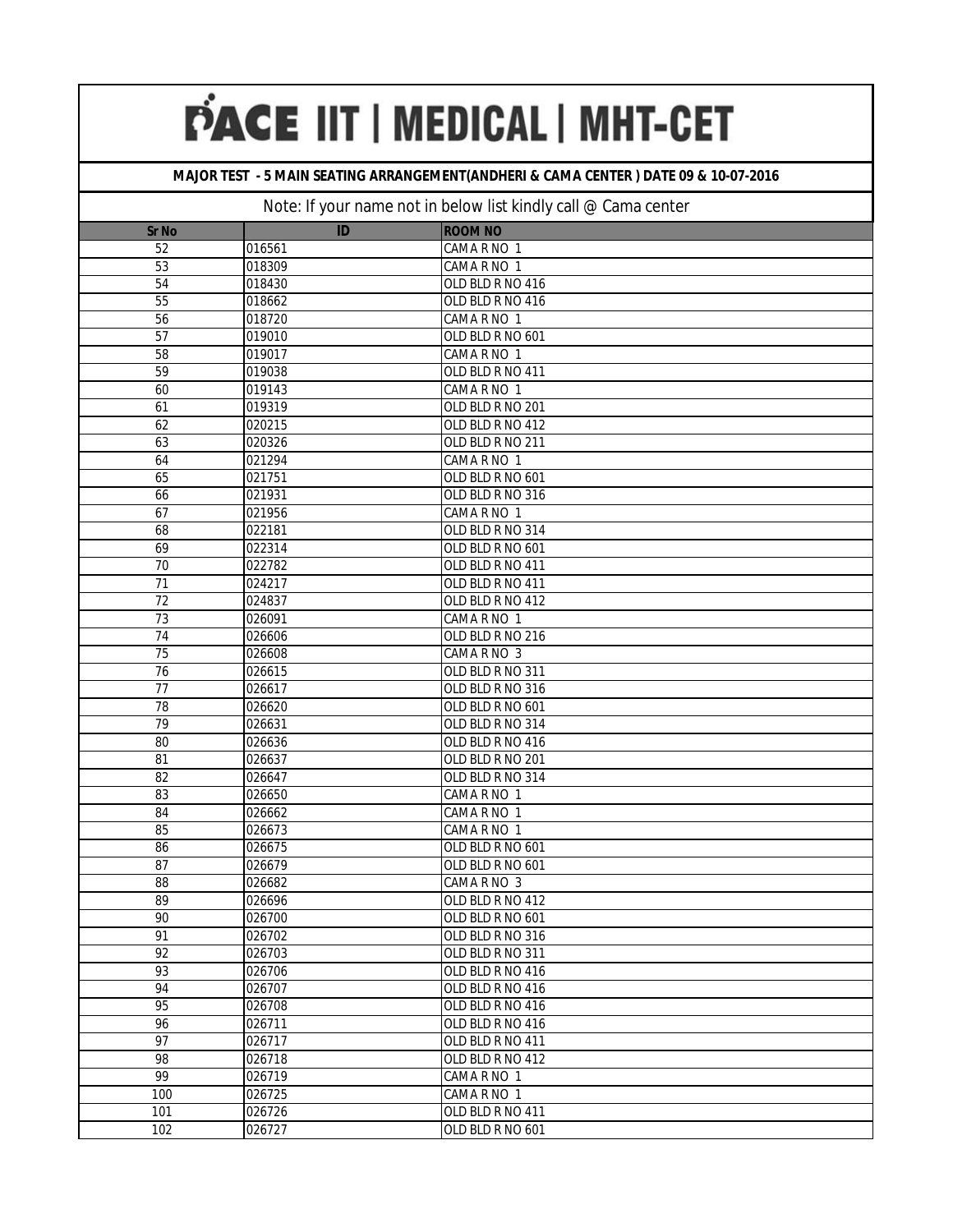# PACE IIT | MEDICAL | MHT-CET

**MAJOR TEST - 5 MAIN SEATING ARRANGEMENT(ANDHERI & CAMA CENTER ) DATE 09 & 10-07-2016**

Note: If your name not in below list kindly call @ Cama center

| Sr No | ID | ROOM NO |
|---|---|---|
| 52 | 016561 | CAMA R NO 1 |
| 53 | 018309 | CAMA R NO 1 |
| 54 | 018430 | OLD BLD R NO 416 |
| 55 | 018662 | OLD BLD R NO 416 |
| 56 | 018720 | CAMA R NO 1 |
| 57 | 019010 | OLD BLD R NO 601 |
| 58 | 019017 | CAMA R NO 1 |
| 59 | 019038 | OLD BLD R NO 411 |
| 60 | 019143 | CAMA R NO 1 |
| 61 | 019319 | OLD BLD R NO 201 |
| 62 | 020215 | OLD BLD R NO 412 |
| 63 | 020326 | OLD BLD R NO 211 |
| 64 | 021294 | CAMA R NO 1 |
| 65 | 021751 | OLD BLD R NO 601 |
| 66 | 021931 | OLD BLD R NO 316 |
| 67 | 021956 | CAMA R NO 1 |
| 68 | 022181 | OLD BLD R NO 314 |
| 69 | 022314 | OLD BLD R NO 601 |
| 70 | 022782 | OLD BLD R NO 411 |
| 71 | 024217 | OLD BLD R NO 411 |
| 72 | 024837 | OLD BLD R NO 412 |
| 73 | 026091 | CAMA R NO 1 |
| 74 | 026606 | OLD BLD R NO 216 |
| 75 | 026608 | CAMA R NO 3 |
| 76 | 026615 | OLD BLD R NO 311 |
| 77 | 026617 | OLD BLD R NO 316 |
| 78 | 026620 | OLD BLD R NO 601 |
| 79 | 026631 | OLD BLD R NO 314 |
| 80 | 026636 | OLD BLD R NO 416 |
| 81 | 026637 | OLD BLD R NO 201 |
| 82 | 026647 | OLD BLD R NO 314 |
| 83 | 026650 | CAMA R NO 1 |
| 84 | 026662 | CAMA R NO 1 |
| 85 | 026673 | CAMA R NO 1 |
| 86 | 026675 | OLD BLD R NO 601 |
| 87 | 026679 | OLD BLD R NO 601 |
| 88 | 026682 | CAMA R NO 3 |
| 89 | 026696 | OLD BLD R NO 412 |
| 90 | 026700 | OLD BLD R NO 601 |
| 91 | 026702 | OLD BLD R NO 316 |
| 92 | 026703 | OLD BLD R NO 311 |
| 93 | 026706 | OLD BLD R NO 416 |
| 94 | 026707 | OLD BLD R NO 416 |
| 95 | 026708 | OLD BLD R NO 416 |
| 96 | 026711 | OLD BLD R NO 416 |
| 97 | 026717 | OLD BLD R NO 411 |
| 98 | 026718 | OLD BLD R NO 412 |
| 99 | 026719 | CAMA R NO 1 |
| 100 | 026725 | CAMA R NO 1 |
| 101 | 026726 | OLD BLD R NO 411 |
| 102 | 026727 | OLD BLD R NO 601 |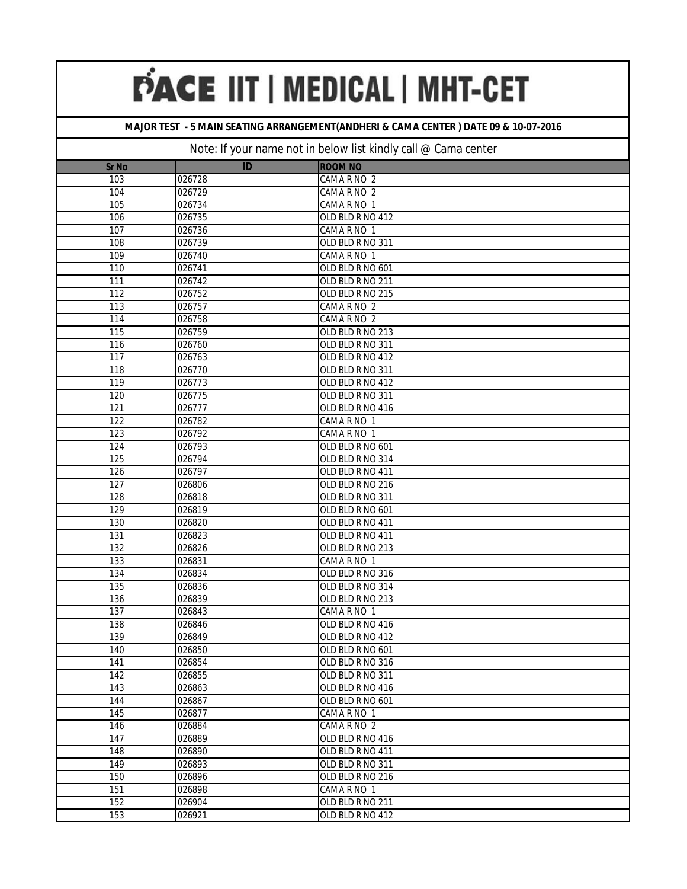# PACE IIT | MEDICAL | MHT-CET

**MAJOR TEST - 5 MAIN SEATING ARRANGEMENT(ANDHERI & CAMA CENTER ) DATE 09 & 10-07-2016**

Note: If your name not in below list kindly call @ Cama center

| Sr No | ID | ROOM NO |
|---|---|---|
| 103 | 026728 | CAMA R NO 2 |
| 104 | 026729 | CAMA R NO 2 |
| 105 | 026734 | CAMA R NO 1 |
| 106 | 026735 | OLD BLD R NO 412 |
| 107 | 026736 | CAMA R NO 1 |
| 108 | 026739 | OLD BLD R NO 311 |
| 109 | 026740 | CAMA R NO 1 |
| 110 | 026741 | OLD BLD R NO 601 |
| 111 | 026742 | OLD BLD R NO 211 |
| 112 | 026752 | OLD BLD R NO 215 |
| 113 | 026757 | CAMA R NO 2 |
| 114 | 026758 | CAMA R NO 2 |
| 115 | 026759 | OLD BLD R NO 213 |
| 116 | 026760 | OLD BLD R NO 311 |
| 117 | 026763 | OLD BLD R NO 412 |
| 118 | 026770 | OLD BLD R NO 311 |
| 119 | 026773 | OLD BLD R NO 412 |
| 120 | 026775 | OLD BLD R NO 311 |
| 121 | 026777 | OLD BLD R NO 416 |
| 122 | 026782 | CAMA R NO 1 |
| 123 | 026792 | CAMA R NO 1 |
| 124 | 026793 | OLD BLD R NO 601 |
| 125 | 026794 | OLD BLD R NO 314 |
| 126 | 026797 | OLD BLD R NO 411 |
| 127 | 026806 | OLD BLD R NO 216 |
| 128 | 026818 | OLD BLD R NO 311 |
| 129 | 026819 | OLD BLD R NO 601 |
| 130 | 026820 | OLD BLD R NO 411 |
| 131 | 026823 | OLD BLD R NO 411 |
| 132 | 026826 | OLD BLD R NO 213 |
| 133 | 026831 | CAMA R NO 1 |
| 134 | 026834 | OLD BLD R NO 316 |
| 135 | 026836 | OLD BLD R NO 314 |
| 136 | 026839 | OLD BLD R NO 213 |
| 137 | 026843 | CAMA R NO 1 |
| 138 | 026846 | OLD BLD R NO 416 |
| 139 | 026849 | OLD BLD R NO 412 |
| 140 | 026850 | OLD BLD R NO 601 |
| 141 | 026854 | OLD BLD R NO 316 |
| 142 | 026855 | OLD BLD R NO 311 |
| 143 | 026863 | OLD BLD R NO 416 |
| 144 | 026867 | OLD BLD R NO 601 |
| 145 | 026877 | CAMA R NO 1 |
| 146 | 026884 | CAMA R NO 2 |
| 147 | 026889 | OLD BLD R NO 416 |
| 148 | 026890 | OLD BLD R NO 411 |
| 149 | 026893 | OLD BLD R NO 311 |
| 150 | 026896 | OLD BLD R NO 216 |
| 151 | 026898 | CAMA R NO 1 |
| 152 | 026904 | OLD BLD R NO 211 |
| 153 | 026921 | OLD BLD R NO 412 |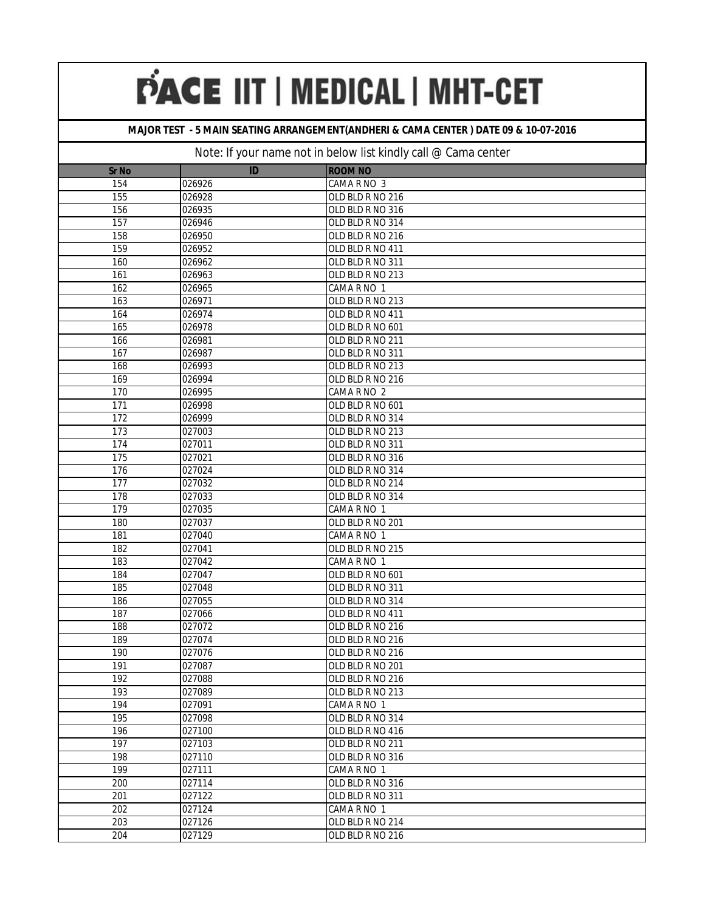# PACE IIT | MEDICAL | MHT-CET

**MAJOR TEST - 5 MAIN SEATING ARRANGEMENT(ANDHERI & CAMA CENTER ) DATE 09 & 10-07-2016**

Note: If your name not in below list kindly call @ Cama center

| Sr No | ID | ROOM NO |
|---|---|---|
| 154 | 026926 | CAMA R NO 3 |
| 155 | 026928 | OLD BLD R NO 216 |
| 156 | 026935 | OLD BLD R NO 316 |
| 157 | 026946 | OLD BLD R NO 314 |
| 158 | 026950 | OLD BLD R NO 216 |
| 159 | 026952 | OLD BLD R NO 411 |
| 160 | 026962 | OLD BLD R NO 311 |
| 161 | 026963 | OLD BLD R NO 213 |
| 162 | 026965 | CAMA R NO 1 |
| 163 | 026971 | OLD BLD R NO 213 |
| 164 | 026974 | OLD BLD R NO 411 |
| 165 | 026978 | OLD BLD R NO 601 |
| 166 | 026981 | OLD BLD R NO 211 |
| 167 | 026987 | OLD BLD R NO 311 |
| 168 | 026993 | OLD BLD R NO 213 |
| 169 | 026994 | OLD BLD R NO 216 |
| 170 | 026995 | CAMA R NO 2 |
| 171 | 026998 | OLD BLD R NO 601 |
| 172 | 026999 | OLD BLD R NO 314 |
| 173 | 027003 | OLD BLD R NO 213 |
| 174 | 027011 | OLD BLD R NO 311 |
| 175 | 027021 | OLD BLD R NO 316 |
| 176 | 027024 | OLD BLD R NO 314 |
| 177 | 027032 | OLD BLD R NO 214 |
| 178 | 027033 | OLD BLD R NO 314 |
| 179 | 027035 | CAMA R NO 1 |
| 180 | 027037 | OLD BLD R NO 201 |
| 181 | 027040 | CAMA R NO 1 |
| 182 | 027041 | OLD BLD R NO 215 |
| 183 | 027042 | CAMA R NO 1 |
| 184 | 027047 | OLD BLD R NO 601 |
| 185 | 027048 | OLD BLD R NO 311 |
| 186 | 027055 | OLD BLD R NO 314 |
| 187 | 027066 | OLD BLD R NO 411 |
| 188 | 027072 | OLD BLD R NO 216 |
| 189 | 027074 | OLD BLD R NO 216 |
| 190 | 027076 | OLD BLD R NO 216 |
| 191 | 027087 | OLD BLD R NO 201 |
| 192 | 027088 | OLD BLD R NO 216 |
| 193 | 027089 | OLD BLD R NO 213 |
| 194 | 027091 | CAMA R NO 1 |
| 195 | 027098 | OLD BLD R NO 314 |
| 196 | 027100 | OLD BLD R NO 416 |
| 197 | 027103 | OLD BLD R NO 211 |
| 198 | 027110 | OLD BLD R NO 316 |
| 199 | 027111 | CAMA R NO 1 |
| 200 | 027114 | OLD BLD R NO 316 |
| 201 | 027122 | OLD BLD R NO 311 |
| 202 | 027124 | CAMA R NO 1 |
| 203 | 027126 | OLD BLD R NO 214 |
| 204 | 027129 | OLD BLD R NO 216 |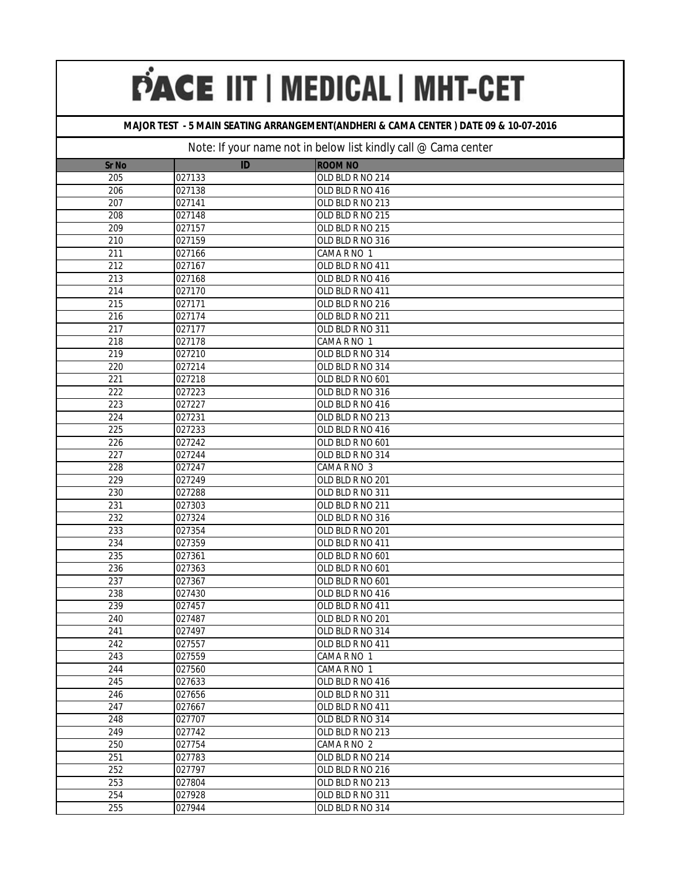# PACE IIT | MEDICAL | MHT-CET

## MAJOR TEST - 5 MAIN SEATING ARRANGEMENT(ANDHERI & CAMA CENTER ) DATE 09 & 10-07-2016

Note: If your name not in below list kindly call @ Cama center

| Sr No | ID | ROOM NO |
|---|---|---|
| 205 | 027133 | OLD BLD R NO 214 |
| 206 | 027138 | OLD BLD R NO 416 |
| 207 | 027141 | OLD BLD R NO 213 |
| 208 | 027148 | OLD BLD R NO 215 |
| 209 | 027157 | OLD BLD R NO 215 |
| 210 | 027159 | OLD BLD R NO 316 |
| 211 | 027166 | CAMA R NO 1 |
| 212 | 027167 | OLD BLD R NO 411 |
| 213 | 027168 | OLD BLD R NO 416 |
| 214 | 027170 | OLD BLD R NO 411 |
| 215 | 027171 | OLD BLD R NO 216 |
| 216 | 027174 | OLD BLD R NO 211 |
| 217 | 027177 | OLD BLD R NO 311 |
| 218 | 027178 | CAMA R NO 1 |
| 219 | 027210 | OLD BLD R NO 314 |
| 220 | 027214 | OLD BLD R NO 314 |
| 221 | 027218 | OLD BLD R NO 601 |
| 222 | 027223 | OLD BLD R NO 316 |
| 223 | 027227 | OLD BLD R NO 416 |
| 224 | 027231 | OLD BLD R NO 213 |
| 225 | 027233 | OLD BLD R NO 416 |
| 226 | 027242 | OLD BLD R NO 601 |
| 227 | 027244 | OLD BLD R NO 314 |
| 228 | 027247 | CAMA R NO 3 |
| 229 | 027249 | OLD BLD R NO 201 |
| 230 | 027288 | OLD BLD R NO 311 |
| 231 | 027303 | OLD BLD R NO 211 |
| 232 | 027324 | OLD BLD R NO 316 |
| 233 | 027354 | OLD BLD R NO 201 |
| 234 | 027359 | OLD BLD R NO 411 |
| 235 | 027361 | OLD BLD R NO 601 |
| 236 | 027363 | OLD BLD R NO 601 |
| 237 | 027367 | OLD BLD R NO 601 |
| 238 | 027430 | OLD BLD R NO 416 |
| 239 | 027457 | OLD BLD R NO 411 |
| 240 | 027487 | OLD BLD R NO 201 |
| 241 | 027497 | OLD BLD R NO 314 |
| 242 | 027557 | OLD BLD R NO 411 |
| 243 | 027559 | CAMA R NO 1 |
| 244 | 027560 | CAMA R NO 1 |
| 245 | 027633 | OLD BLD R NO 416 |
| 246 | 027656 | OLD BLD R NO 311 |
| 247 | 027667 | OLD BLD R NO 411 |
| 248 | 027707 | OLD BLD R NO 314 |
| 249 | 027742 | OLD BLD R NO 213 |
| 250 | 027754 | CAMA R NO 2 |
| 251 | 027783 | OLD BLD R NO 214 |
| 252 | 027797 | OLD BLD R NO 216 |
| 253 | 027804 | OLD BLD R NO 213 |
| 254 | 027928 | OLD BLD R NO 311 |
| 255 | 027944 | OLD BLD R NO 314 |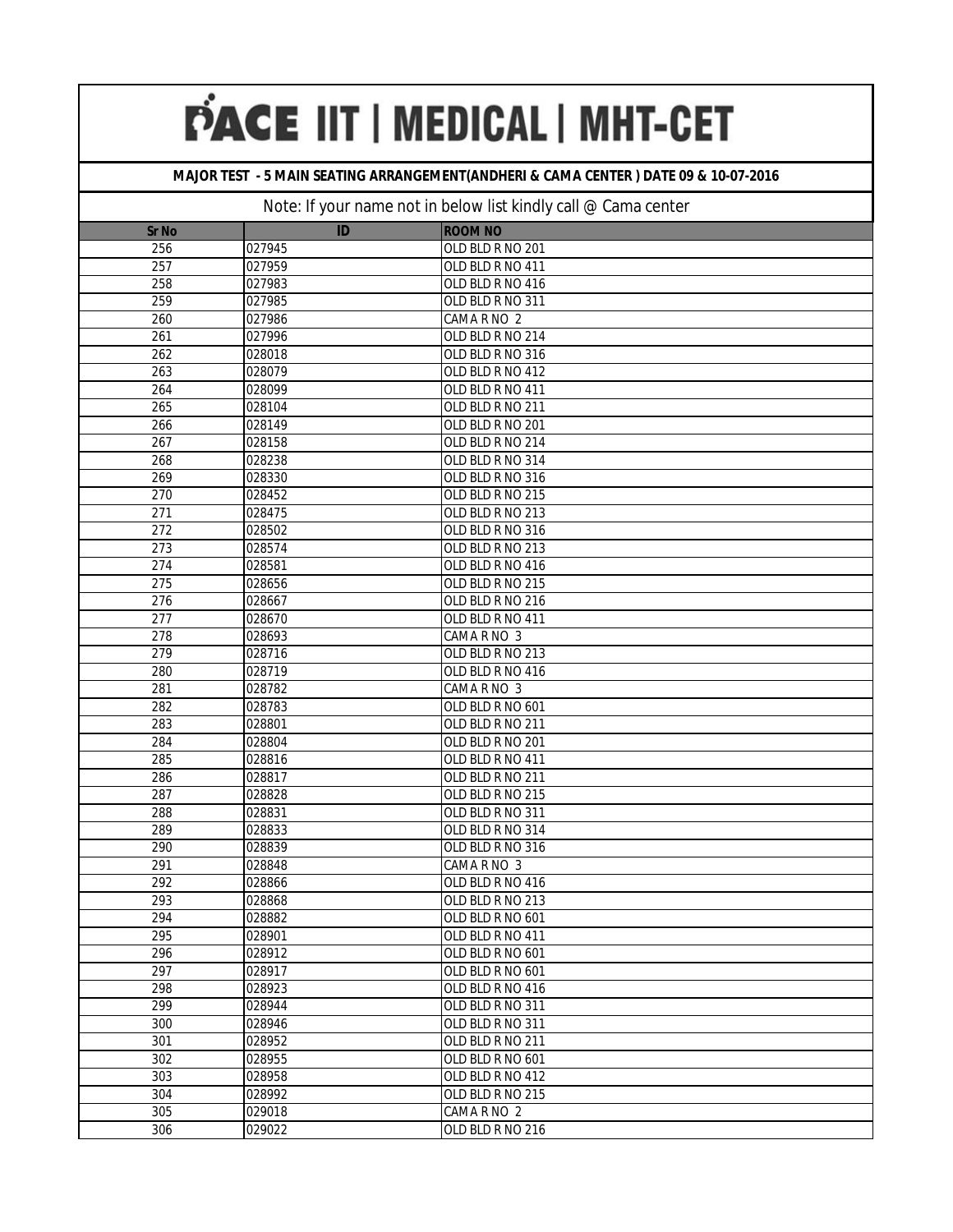# PACE IIT | MEDICAL | MHT-CET

**MAJOR TEST - 5 MAIN SEATING ARRANGEMENT(ANDHERI & CAMA CENTER ) DATE 09 & 10-07-2016**

Note: If your name not in below list kindly call @ Cama center

| Sr No | ID | ROOM NO |
|---|---|---|
| 256 | 027945 | OLD BLD R NO 201 |
| 257 | 027959 | OLD BLD R NO 411 |
| 258 | 027983 | OLD BLD R NO 416 |
| 259 | 027985 | OLD BLD R NO 311 |
| 260 | 027986 | CAMA R NO 2 |
| 261 | 027996 | OLD BLD R NO 214 |
| 262 | 028018 | OLD BLD R NO 316 |
| 263 | 028079 | OLD BLD R NO 412 |
| 264 | 028099 | OLD BLD R NO 411 |
| 265 | 028104 | OLD BLD R NO 211 |
| 266 | 028149 | OLD BLD R NO 201 |
| 267 | 028158 | OLD BLD R NO 214 |
| 268 | 028238 | OLD BLD R NO 314 |
| 269 | 028330 | OLD BLD R NO 316 |
| 270 | 028452 | OLD BLD R NO 215 |
| 271 | 028475 | OLD BLD R NO 213 |
| 272 | 028502 | OLD BLD R NO 316 |
| 273 | 028574 | OLD BLD R NO 213 |
| 274 | 028581 | OLD BLD R NO 416 |
| 275 | 028656 | OLD BLD R NO 215 |
| 276 | 028667 | OLD BLD R NO 216 |
| 277 | 028670 | OLD BLD R NO 411 |
| 278 | 028693 | CAMA R NO 3 |
| 279 | 028716 | OLD BLD R NO 213 |
| 280 | 028719 | OLD BLD R NO 416 |
| 281 | 028782 | CAMA R NO 3 |
| 282 | 028783 | OLD BLD R NO 601 |
| 283 | 028801 | OLD BLD R NO 211 |
| 284 | 028804 | OLD BLD R NO 201 |
| 285 | 028816 | OLD BLD R NO 411 |
| 286 | 028817 | OLD BLD R NO 211 |
| 287 | 028828 | OLD BLD R NO 215 |
| 288 | 028831 | OLD BLD R NO 311 |
| 289 | 028833 | OLD BLD R NO 314 |
| 290 | 028839 | OLD BLD R NO 316 |
| 291 | 028848 | CAMA R NO 3 |
| 292 | 028866 | OLD BLD R NO 416 |
| 293 | 028868 | OLD BLD R NO 213 |
| 294 | 028882 | OLD BLD R NO 601 |
| 295 | 028901 | OLD BLD R NO 411 |
| 296 | 028912 | OLD BLD R NO 601 |
| 297 | 028917 | OLD BLD R NO 601 |
| 298 | 028923 | OLD BLD R NO 416 |
| 299 | 028944 | OLD BLD R NO 311 |
| 300 | 028946 | OLD BLD R NO 311 |
| 301 | 028952 | OLD BLD R NO 211 |
| 302 | 028955 | OLD BLD R NO 601 |
| 303 | 028958 | OLD BLD R NO 412 |
| 304 | 028992 | OLD BLD R NO 215 |
| 305 | 029018 | CAMA R NO 2 |
| 306 | 029022 | OLD BLD R NO 216 |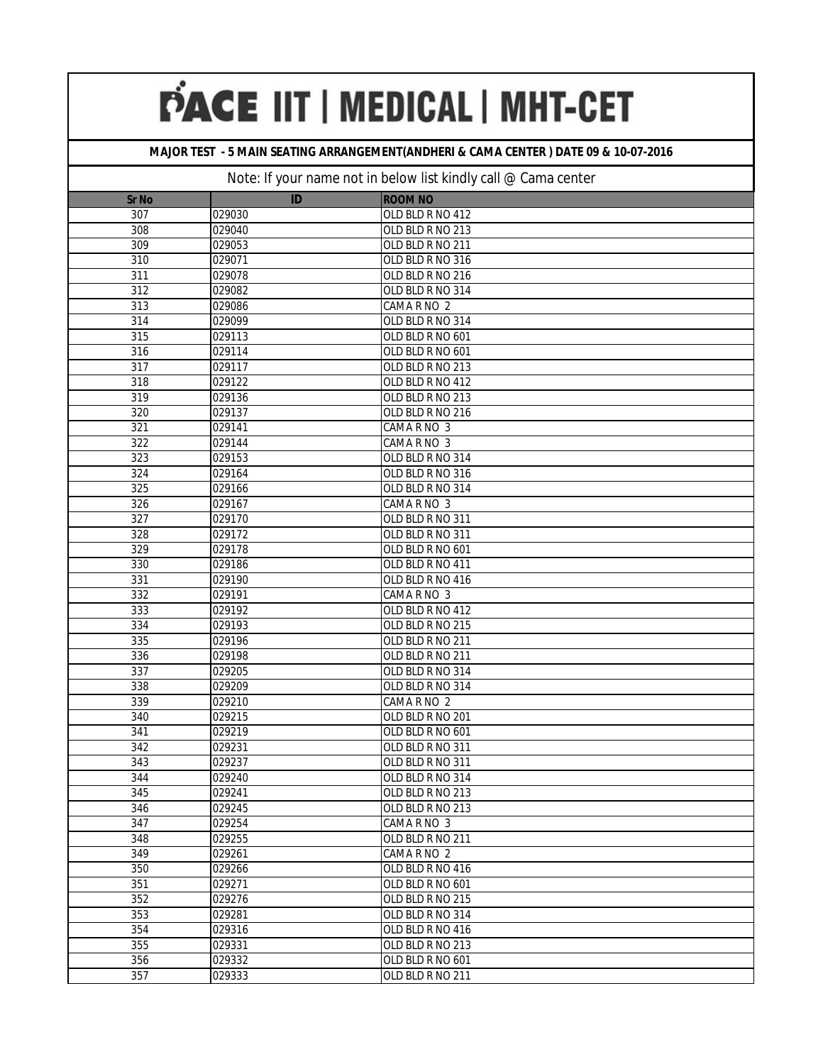# PACE IIT | MEDICAL | MHT-CET

**MAJOR TEST - 5 MAIN SEATING ARRANGEMENT(ANDHERI & CAMA CENTER ) DATE 09 & 10-07-2016**

Note: If your name not in below list kindly call @ Cama center

| Sr No | ID | ROOM NO |
|---|---|---|
| 307 | 029030 | OLD BLD R NO 412 |
| 308 | 029040 | OLD BLD R NO 213 |
| 309 | 029053 | OLD BLD R NO 211 |
| 310 | 029071 | OLD BLD R NO 316 |
| 311 | 029078 | OLD BLD R NO 216 |
| 312 | 029082 | OLD BLD R NO 314 |
| 313 | 029086 | CAMA R NO 2 |
| 314 | 029099 | OLD BLD R NO 314 |
| 315 | 029113 | OLD BLD R NO 601 |
| 316 | 029114 | OLD BLD R NO 601 |
| 317 | 029117 | OLD BLD R NO 213 |
| 318 | 029122 | OLD BLD R NO 412 |
| 319 | 029136 | OLD BLD R NO 213 |
| 320 | 029137 | OLD BLD R NO 216 |
| 321 | 029141 | CAMA R NO 3 |
| 322 | 029144 | CAMA R NO 3 |
| 323 | 029153 | OLD BLD R NO 314 |
| 324 | 029164 | OLD BLD R NO 316 |
| 325 | 029166 | OLD BLD R NO 314 |
| 326 | 029167 | CAMA R NO 3 |
| 327 | 029170 | OLD BLD R NO 311 |
| 328 | 029172 | OLD BLD R NO 311 |
| 329 | 029178 | OLD BLD R NO 601 |
| 330 | 029186 | OLD BLD R NO 411 |
| 331 | 029190 | OLD BLD R NO 416 |
| 332 | 029191 | CAMA R NO 3 |
| 333 | 029192 | OLD BLD R NO 412 |
| 334 | 029193 | OLD BLD R NO 215 |
| 335 | 029196 | OLD BLD R NO 211 |
| 336 | 029198 | OLD BLD R NO 211 |
| 337 | 029205 | OLD BLD R NO 314 |
| 338 | 029209 | OLD BLD R NO 314 |
| 339 | 029210 | CAMA R NO 2 |
| 340 | 029215 | OLD BLD R NO 201 |
| 341 | 029219 | OLD BLD R NO 601 |
| 342 | 029231 | OLD BLD R NO 311 |
| 343 | 029237 | OLD BLD R NO 311 |
| 344 | 029240 | OLD BLD R NO 314 |
| 345 | 029241 | OLD BLD R NO 213 |
| 346 | 029245 | OLD BLD R NO 213 |
| 347 | 029254 | CAMA R NO 3 |
| 348 | 029255 | OLD BLD R NO 211 |
| 349 | 029261 | CAMA R NO 2 |
| 350 | 029266 | OLD BLD R NO 416 |
| 351 | 029271 | OLD BLD R NO 601 |
| 352 | 029276 | OLD BLD R NO 215 |
| 353 | 029281 | OLD BLD R NO 314 |
| 354 | 029316 | OLD BLD R NO 416 |
| 355 | 029331 | OLD BLD R NO 213 |
| 356 | 029332 | OLD BLD R NO 601 |
| 357 | 029333 | OLD BLD R NO 211 |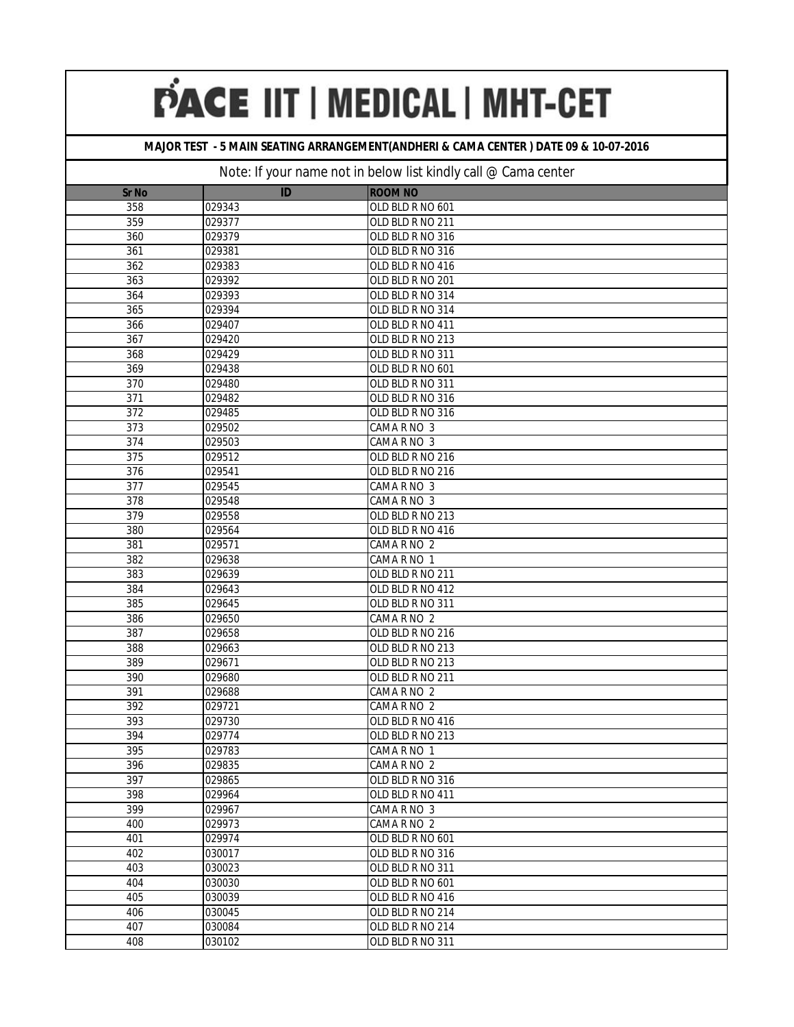# PACE IIT | MEDICAL | MHT-CET

## MAJOR TEST - 5 MAIN SEATING ARRANGEMENT(ANDHERI & CAMA CENTER ) DATE 09 & 10-07-2016

Note: If your name not in below list kindly call @ Cama center

| Sr No | ID | ROOM NO |
|---|---|---|
| 358 | 029343 | OLD BLD R NO 601 |
| 359 | 029377 | OLD BLD R NO 211 |
| 360 | 029379 | OLD BLD R NO 316 |
| 361 | 029381 | OLD BLD R NO 316 |
| 362 | 029383 | OLD BLD R NO 416 |
| 363 | 029392 | OLD BLD R NO 201 |
| 364 | 029393 | OLD BLD R NO 314 |
| 365 | 029394 | OLD BLD R NO 314 |
| 366 | 029407 | OLD BLD R NO 411 |
| 367 | 029420 | OLD BLD R NO 213 |
| 368 | 029429 | OLD BLD R NO 311 |
| 369 | 029438 | OLD BLD R NO 601 |
| 370 | 029480 | OLD BLD R NO 311 |
| 371 | 029482 | OLD BLD R NO 316 |
| 372 | 029485 | OLD BLD R NO 316 |
| 373 | 029502 | CAMA R NO 3 |
| 374 | 029503 | CAMA R NO 3 |
| 375 | 029512 | OLD BLD R NO 216 |
| 376 | 029541 | OLD BLD R NO 216 |
| 377 | 029545 | CAMA R NO 3 |
| 378 | 029548 | CAMA R NO 3 |
| 379 | 029558 | OLD BLD R NO 213 |
| 380 | 029564 | OLD BLD R NO 416 |
| 381 | 029571 | CAMA R NO 2 |
| 382 | 029638 | CAMA R NO 1 |
| 383 | 029639 | OLD BLD R NO 211 |
| 384 | 029643 | OLD BLD R NO 412 |
| 385 | 029645 | OLD BLD R NO 311 |
| 386 | 029650 | CAMA R NO 2 |
| 387 | 029658 | OLD BLD R NO 216 |
| 388 | 029663 | OLD BLD R NO 213 |
| 389 | 029671 | OLD BLD R NO 213 |
| 390 | 029680 | OLD BLD R NO 211 |
| 391 | 029688 | CAMA R NO 2 |
| 392 | 029721 | CAMA R NO 2 |
| 393 | 029730 | OLD BLD R NO 416 |
| 394 | 029774 | OLD BLD R NO 213 |
| 395 | 029783 | CAMA R NO 1 |
| 396 | 029835 | CAMA R NO 2 |
| 397 | 029865 | OLD BLD R NO 316 |
| 398 | 029964 | OLD BLD R NO 411 |
| 399 | 029967 | CAMA R NO 3 |
| 400 | 029973 | CAMA R NO 2 |
| 401 | 029974 | OLD BLD R NO 601 |
| 402 | 030017 | OLD BLD R NO 316 |
| 403 | 030023 | OLD BLD R NO 311 |
| 404 | 030030 | OLD BLD R NO 601 |
| 405 | 030039 | OLD BLD R NO 416 |
| 406 | 030045 | OLD BLD R NO 214 |
| 407 | 030084 | OLD BLD R NO 214 |
| 408 | 030102 | OLD BLD R NO 311 |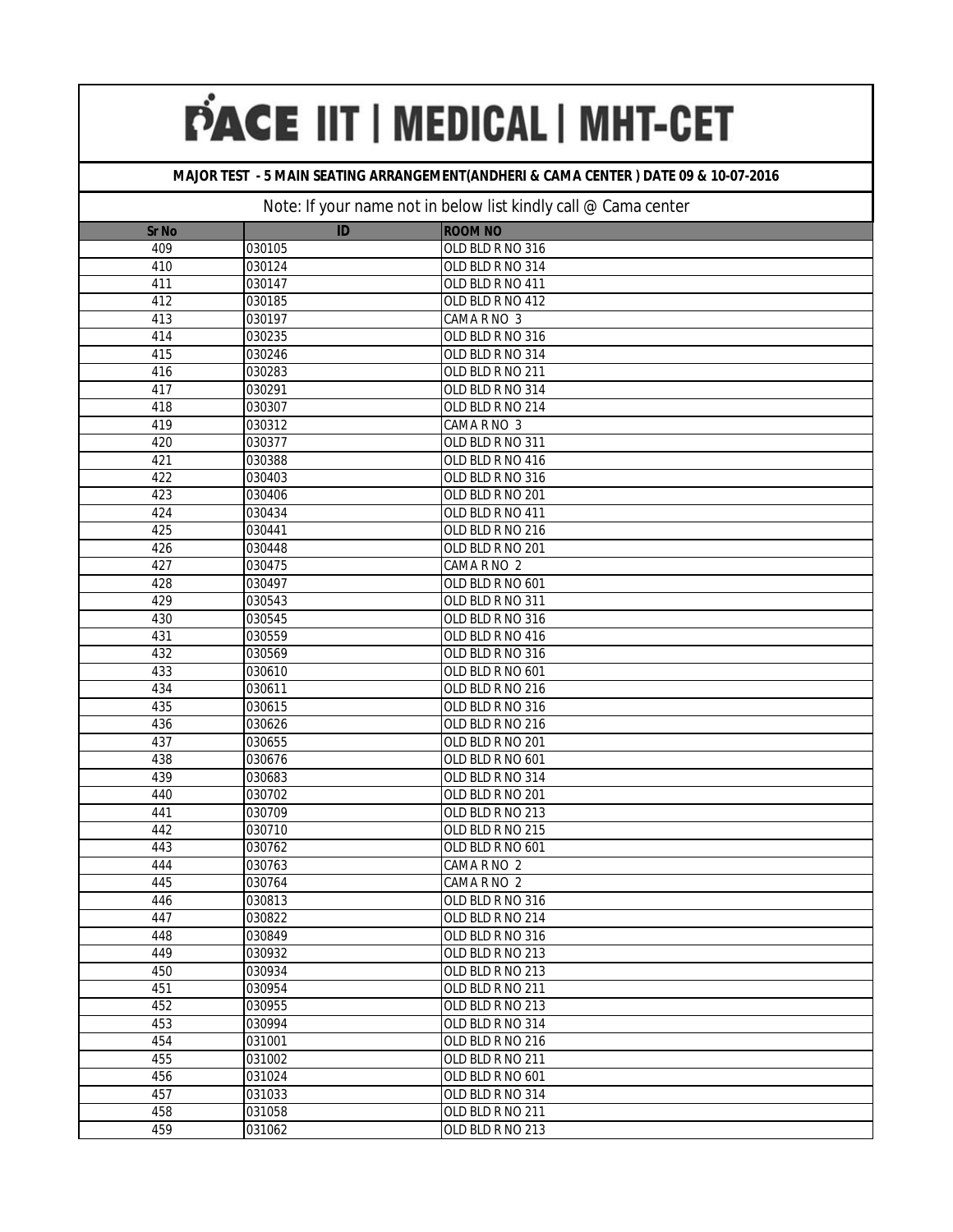# PACE IIT | MEDICAL | MHT-CET

**MAJOR TEST - 5 MAIN SEATING ARRANGEMENT(ANDHERI & CAMA CENTER ) DATE 09 & 10-07-2016**

Note: If your name not in below list kindly call @ Cama center

| Sr No | ID | ROOM NO |
|---|---|---|
| 409 | 030105 | OLD BLD R NO 316 |
| 410 | 030124 | OLD BLD R NO 314 |
| 411 | 030147 | OLD BLD R NO 411 |
| 412 | 030185 | OLD BLD R NO 412 |
| 413 | 030197 | CAMA R NO 3 |
| 414 | 030235 | OLD BLD R NO 316 |
| 415 | 030246 | OLD BLD R NO 314 |
| 416 | 030283 | OLD BLD R NO 211 |
| 417 | 030291 | OLD BLD R NO 314 |
| 418 | 030307 | OLD BLD R NO 214 |
| 419 | 030312 | CAMA R NO 3 |
| 420 | 030377 | OLD BLD R NO 311 |
| 421 | 030388 | OLD BLD R NO 416 |
| 422 | 030403 | OLD BLD R NO 316 |
| 423 | 030406 | OLD BLD R NO 201 |
| 424 | 030434 | OLD BLD R NO 411 |
| 425 | 030441 | OLD BLD R NO 216 |
| 426 | 030448 | OLD BLD R NO 201 |
| 427 | 030475 | CAMA R NO 2 |
| 428 | 030497 | OLD BLD R NO 601 |
| 429 | 030543 | OLD BLD R NO 311 |
| 430 | 030545 | OLD BLD R NO 316 |
| 431 | 030559 | OLD BLD R NO 416 |
| 432 | 030569 | OLD BLD R NO 316 |
| 433 | 030610 | OLD BLD R NO 601 |
| 434 | 030611 | OLD BLD R NO 216 |
| 435 | 030615 | OLD BLD R NO 316 |
| 436 | 030626 | OLD BLD R NO 216 |
| 437 | 030655 | OLD BLD R NO 201 |
| 438 | 030676 | OLD BLD R NO 601 |
| 439 | 030683 | OLD BLD R NO 314 |
| 440 | 030702 | OLD BLD R NO 201 |
| 441 | 030709 | OLD BLD R NO 213 |
| 442 | 030710 | OLD BLD R NO 215 |
| 443 | 030762 | OLD BLD R NO 601 |
| 444 | 030763 | CAMA R NO 2 |
| 445 | 030764 | CAMA R NO 2 |
| 446 | 030813 | OLD BLD R NO 316 |
| 447 | 030822 | OLD BLD R NO 214 |
| 448 | 030849 | OLD BLD R NO 316 |
| 449 | 030932 | OLD BLD R NO 213 |
| 450 | 030934 | OLD BLD R NO 213 |
| 451 | 030954 | OLD BLD R NO 211 |
| 452 | 030955 | OLD BLD R NO 213 |
| 453 | 030994 | OLD BLD R NO 314 |
| 454 | 031001 | OLD BLD R NO 216 |
| 455 | 031002 | OLD BLD R NO 211 |
| 456 | 031024 | OLD BLD R NO 601 |
| 457 | 031033 | OLD BLD R NO 314 |
| 458 | 031058 | OLD BLD R NO 211 |
| 459 | 031062 | OLD BLD R NO 213 |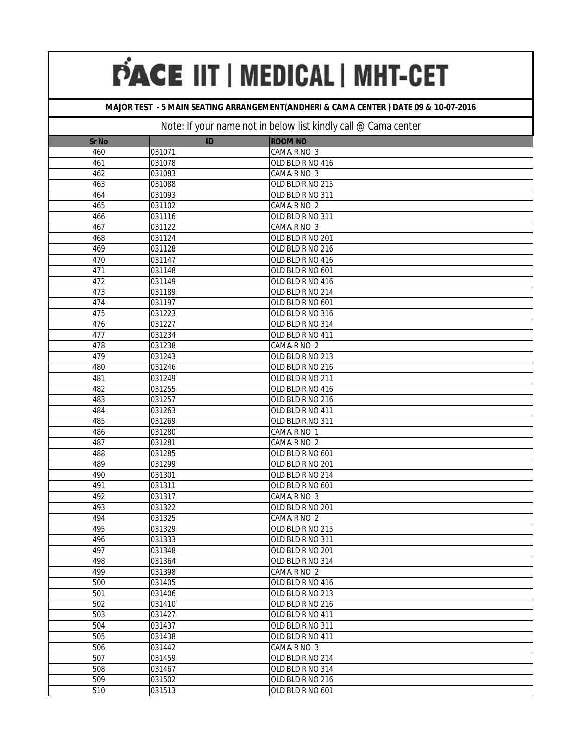# PACE IIT | MEDICAL | MHT-CET

**MAJOR TEST - 5 MAIN SEATING ARRANGEMENT(ANDHERI & CAMA CENTER ) DATE 09 & 10-07-2016**

Note: If your name not in below list kindly call @ Cama center

| Sr No | ID | ROOM NO |
|---|---|---|
| 460 | 031071 | CAMA R NO 3 |
| 461 | 031078 | OLD BLD R NO 416 |
| 462 | 031083 | CAMA R NO 3 |
| 463 | 031088 | OLD BLD R NO 215 |
| 464 | 031093 | OLD BLD R NO 311 |
| 465 | 031102 | CAMA R NO 2 |
| 466 | 031116 | OLD BLD R NO 311 |
| 467 | 031122 | CAMA R NO 3 |
| 468 | 031124 | OLD BLD R NO 201 |
| 469 | 031128 | OLD BLD R NO 216 |
| 470 | 031147 | OLD BLD R NO 416 |
| 471 | 031148 | OLD BLD R NO 601 |
| 472 | 031149 | OLD BLD R NO 416 |
| 473 | 031189 | OLD BLD R NO 214 |
| 474 | 031197 | OLD BLD R NO 601 |
| 475 | 031223 | OLD BLD R NO 316 |
| 476 | 031227 | OLD BLD R NO 314 |
| 477 | 031234 | OLD BLD R NO 411 |
| 478 | 031238 | CAMA R NO 2 |
| 479 | 031243 | OLD BLD R NO 213 |
| 480 | 031246 | OLD BLD R NO 216 |
| 481 | 031249 | OLD BLD R NO 211 |
| 482 | 031255 | OLD BLD R NO 416 |
| 483 | 031257 | OLD BLD R NO 216 |
| 484 | 031263 | OLD BLD R NO 411 |
| 485 | 031269 | OLD BLD R NO 311 |
| 486 | 031280 | CAMA R NO 1 |
| 487 | 031281 | CAMA R NO 2 |
| 488 | 031285 | OLD BLD R NO 601 |
| 489 | 031299 | OLD BLD R NO 201 |
| 490 | 031301 | OLD BLD R NO 214 |
| 491 | 031311 | OLD BLD R NO 601 |
| 492 | 031317 | CAMA R NO 3 |
| 493 | 031322 | OLD BLD R NO 201 |
| 494 | 031325 | CAMA R NO 2 |
| 495 | 031329 | OLD BLD R NO 215 |
| 496 | 031333 | OLD BLD R NO 311 |
| 497 | 031348 | OLD BLD R NO 201 |
| 498 | 031364 | OLD BLD R NO 314 |
| 499 | 031398 | CAMA R NO 2 |
| 500 | 031405 | OLD BLD R NO 416 |
| 501 | 031406 | OLD BLD R NO 213 |
| 502 | 031410 | OLD BLD R NO 216 |
| 503 | 031427 | OLD BLD R NO 411 |
| 504 | 031437 | OLD BLD R NO 311 |
| 505 | 031438 | OLD BLD R NO 411 |
| 506 | 031442 | CAMA R NO 3 |
| 507 | 031459 | OLD BLD R NO 214 |
| 508 | 031467 | OLD BLD R NO 314 |
| 509 | 031502 | OLD BLD R NO 216 |
| 510 | 031513 | OLD BLD R NO 601 |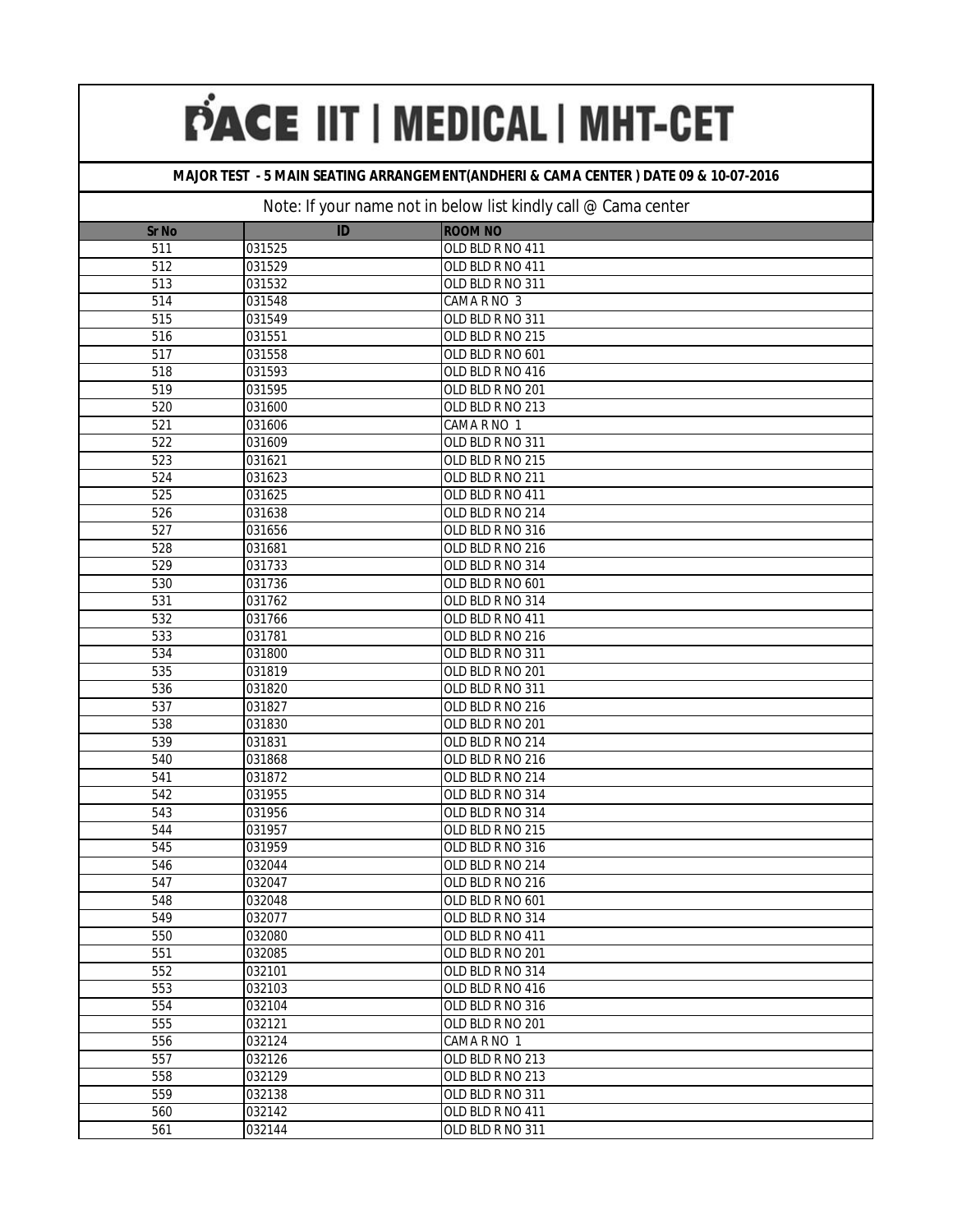# PACE IIT | MEDICAL | MHT-CET

**MAJOR TEST - 5 MAIN SEATING ARRANGEMENT(ANDHERI & CAMA CENTER ) DATE 09 & 10-07-2016**

Note: If your name not in below list kindly call @ Cama center

| Sr No | ID | ROOM NO |
|---|---|---|
| 511 | 031525 | OLD BLD R NO 411 |
| 512 | 031529 | OLD BLD R NO 411 |
| 513 | 031532 | OLD BLD R NO 311 |
| 514 | 031548 | CAMA R NO 3 |
| 515 | 031549 | OLD BLD R NO 311 |
| 516 | 031551 | OLD BLD R NO 215 |
| 517 | 031558 | OLD BLD R NO 601 |
| 518 | 031593 | OLD BLD R NO 416 |
| 519 | 031595 | OLD BLD R NO 201 |
| 520 | 031600 | OLD BLD R NO 213 |
| 521 | 031606 | CAMA R NO 1 |
| 522 | 031609 | OLD BLD R NO 311 |
| 523 | 031621 | OLD BLD R NO 215 |
| 524 | 031623 | OLD BLD R NO 211 |
| 525 | 031625 | OLD BLD R NO 411 |
| 526 | 031638 | OLD BLD R NO 214 |
| 527 | 031656 | OLD BLD R NO 316 |
| 528 | 031681 | OLD BLD R NO 216 |
| 529 | 031733 | OLD BLD R NO 314 |
| 530 | 031736 | OLD BLD R NO 601 |
| 531 | 031762 | OLD BLD R NO 314 |
| 532 | 031766 | OLD BLD R NO 411 |
| 533 | 031781 | OLD BLD R NO 216 |
| 534 | 031800 | OLD BLD R NO 311 |
| 535 | 031819 | OLD BLD R NO 201 |
| 536 | 031820 | OLD BLD R NO 311 |
| 537 | 031827 | OLD BLD R NO 216 |
| 538 | 031830 | OLD BLD R NO 201 |
| 539 | 031831 | OLD BLD R NO 214 |
| 540 | 031868 | OLD BLD R NO 216 |
| 541 | 031872 | OLD BLD R NO 214 |
| 542 | 031955 | OLD BLD R NO 314 |
| 543 | 031956 | OLD BLD R NO 314 |
| 544 | 031957 | OLD BLD R NO 215 |
| 545 | 031959 | OLD BLD R NO 316 |
| 546 | 032044 | OLD BLD R NO 214 |
| 547 | 032047 | OLD BLD R NO 216 |
| 548 | 032048 | OLD BLD R NO 601 |
| 549 | 032077 | OLD BLD R NO 314 |
| 550 | 032080 | OLD BLD R NO 411 |
| 551 | 032085 | OLD BLD R NO 201 |
| 552 | 032101 | OLD BLD R NO 314 |
| 553 | 032103 | OLD BLD R NO 416 |
| 554 | 032104 | OLD BLD R NO 316 |
| 555 | 032121 | OLD BLD R NO 201 |
| 556 | 032124 | CAMA R NO 1 |
| 557 | 032126 | OLD BLD R NO 213 |
| 558 | 032129 | OLD BLD R NO 213 |
| 559 | 032138 | OLD BLD R NO 311 |
| 560 | 032142 | OLD BLD R NO 411 |
| 561 | 032144 | OLD BLD R NO 311 |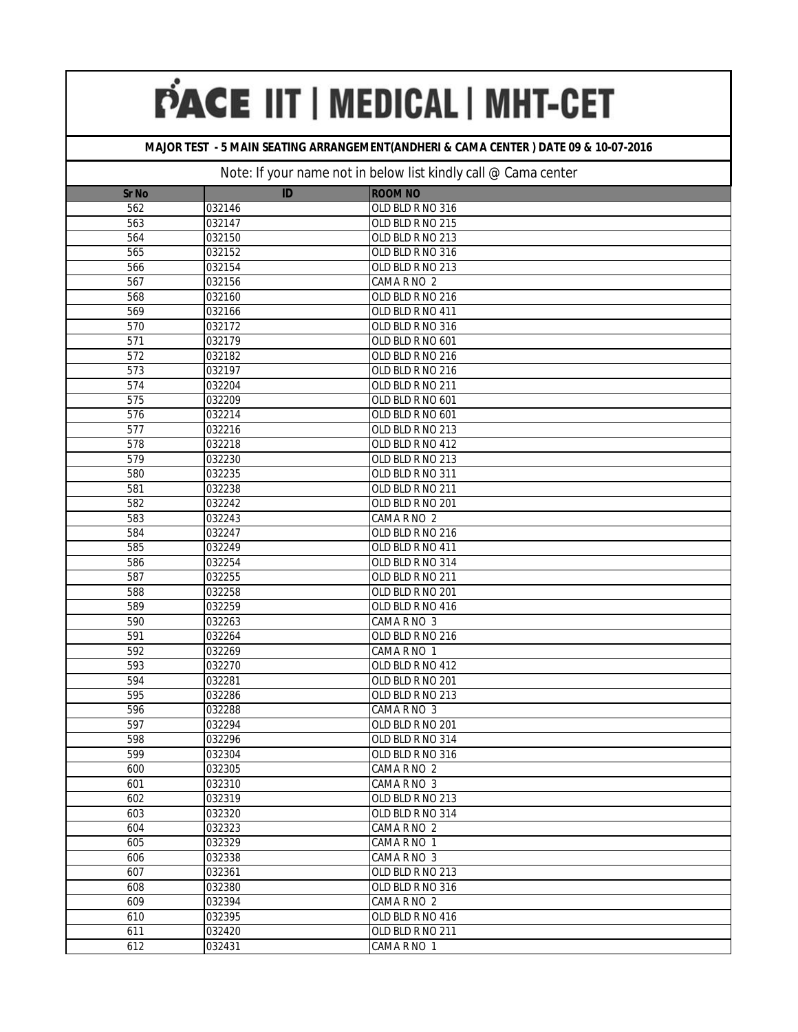# PACE IIT | MEDICAL | MHT-CET

## MAJOR TEST - 5 MAIN SEATING ARRANGEMENT(ANDHERI & CAMA CENTER ) DATE 09 & 10-07-2016

Note: If your name not in below list kindly call @ Cama center

| Sr No | ID | ROOM NO |
|---|---|---|
| 562 | 032146 | OLD BLD R NO 316 |
| 563 | 032147 | OLD BLD R NO 215 |
| 564 | 032150 | OLD BLD R NO 213 |
| 565 | 032152 | OLD BLD R NO 316 |
| 566 | 032154 | OLD BLD R NO 213 |
| 567 | 032156 | CAMA R NO 2 |
| 568 | 032160 | OLD BLD R NO 216 |
| 569 | 032166 | OLD BLD R NO 411 |
| 570 | 032172 | OLD BLD R NO 316 |
| 571 | 032179 | OLD BLD R NO 601 |
| 572 | 032182 | OLD BLD R NO 216 |
| 573 | 032197 | OLD BLD R NO 216 |
| 574 | 032204 | OLD BLD R NO 211 |
| 575 | 032209 | OLD BLD R NO 601 |
| 576 | 032214 | OLD BLD R NO 601 |
| 577 | 032216 | OLD BLD R NO 213 |
| 578 | 032218 | OLD BLD R NO 412 |
| 579 | 032230 | OLD BLD R NO 213 |
| 580 | 032235 | OLD BLD R NO 311 |
| 581 | 032238 | OLD BLD R NO 211 |
| 582 | 032242 | OLD BLD R NO 201 |
| 583 | 032243 | CAMA R NO 2 |
| 584 | 032247 | OLD BLD R NO 216 |
| 585 | 032249 | OLD BLD R NO 411 |
| 586 | 032254 | OLD BLD R NO 314 |
| 587 | 032255 | OLD BLD R NO 211 |
| 588 | 032258 | OLD BLD R NO 201 |
| 589 | 032259 | OLD BLD R NO 416 |
| 590 | 032263 | CAMA R NO 3 |
| 591 | 032264 | OLD BLD R NO 216 |
| 592 | 032269 | CAMA R NO 1 |
| 593 | 032270 | OLD BLD R NO 412 |
| 594 | 032281 | OLD BLD R NO 201 |
| 595 | 032286 | OLD BLD R NO 213 |
| 596 | 032288 | CAMA R NO 3 |
| 597 | 032294 | OLD BLD R NO 201 |
| 598 | 032296 | OLD BLD R NO 314 |
| 599 | 032304 | OLD BLD R NO 316 |
| 600 | 032305 | CAMA R NO 2 |
| 601 | 032310 | CAMA R NO 3 |
| 602 | 032319 | OLD BLD R NO 213 |
| 603 | 032320 | OLD BLD R NO 314 |
| 604 | 032323 | CAMA R NO 2 |
| 605 | 032329 | CAMA R NO 1 |
| 606 | 032338 | CAMA R NO 3 |
| 607 | 032361 | OLD BLD R NO 213 |
| 608 | 032380 | OLD BLD R NO 316 |
| 609 | 032394 | CAMA R NO 2 |
| 610 | 032395 | OLD BLD R NO 416 |
| 611 | 032420 | OLD BLD R NO 211 |
| 612 | 032431 | CAMA R NO 1 |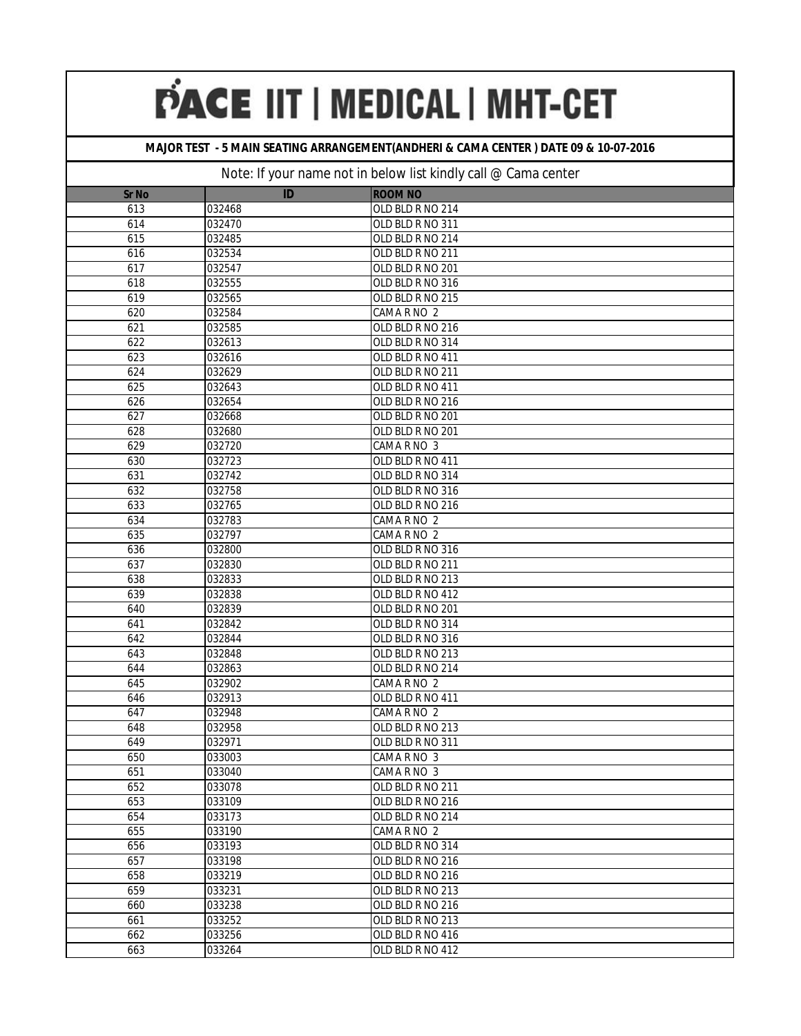# PACE IIT | MEDICAL | MHT-CET

**MAJOR TEST - 5 MAIN SEATING ARRANGEMENT(ANDHERI & CAMA CENTER ) DATE 09 & 10-07-2016**

Note: If your name not in below list kindly call @ Cama center

| Sr No | ID | ROOM NO |
|---|---|---|
| 613 | 032468 | OLD BLD R NO 214 |
| 614 | 032470 | OLD BLD R NO 311 |
| 615 | 032485 | OLD BLD R NO 214 |
| 616 | 032534 | OLD BLD R NO 211 |
| 617 | 032547 | OLD BLD R NO 201 |
| 618 | 032555 | OLD BLD R NO 316 |
| 619 | 032565 | OLD BLD R NO 215 |
| 620 | 032584 | CAMA R NO 2 |
| 621 | 032585 | OLD BLD R NO 216 |
| 622 | 032613 | OLD BLD R NO 314 |
| 623 | 032616 | OLD BLD R NO 411 |
| 624 | 032629 | OLD BLD R NO 211 |
| 625 | 032643 | OLD BLD R NO 411 |
| 626 | 032654 | OLD BLD R NO 216 |
| 627 | 032668 | OLD BLD R NO 201 |
| 628 | 032680 | OLD BLD R NO 201 |
| 629 | 032720 | CAMA R NO 3 |
| 630 | 032723 | OLD BLD R NO 411 |
| 631 | 032742 | OLD BLD R NO 314 |
| 632 | 032758 | OLD BLD R NO 316 |
| 633 | 032765 | OLD BLD R NO 216 |
| 634 | 032783 | CAMA R NO 2 |
| 635 | 032797 | CAMA R NO 2 |
| 636 | 032800 | OLD BLD R NO 316 |
| 637 | 032830 | OLD BLD R NO 211 |
| 638 | 032833 | OLD BLD R NO 213 |
| 639 | 032838 | OLD BLD R NO 412 |
| 640 | 032839 | OLD BLD R NO 201 |
| 641 | 032842 | OLD BLD R NO 314 |
| 642 | 032844 | OLD BLD R NO 316 |
| 643 | 032848 | OLD BLD R NO 213 |
| 644 | 032863 | OLD BLD R NO 214 |
| 645 | 032902 | CAMA R NO 2 |
| 646 | 032913 | OLD BLD R NO 411 |
| 647 | 032948 | CAMA R NO 2 |
| 648 | 032958 | OLD BLD R NO 213 |
| 649 | 032971 | OLD BLD R NO 311 |
| 650 | 033003 | CAMA R NO 3 |
| 651 | 033040 | CAMA R NO 3 |
| 652 | 033078 | OLD BLD R NO 211 |
| 653 | 033109 | OLD BLD R NO 216 |
| 654 | 033173 | OLD BLD R NO 214 |
| 655 | 033190 | CAMA R NO 2 |
| 656 | 033193 | OLD BLD R NO 314 |
| 657 | 033198 | OLD BLD R NO 216 |
| 658 | 033219 | OLD BLD R NO 216 |
| 659 | 033231 | OLD BLD R NO 213 |
| 660 | 033238 | OLD BLD R NO 216 |
| 661 | 033252 | OLD BLD R NO 213 |
| 662 | 033256 | OLD BLD R NO 416 |
| 663 | 033264 | OLD BLD R NO 412 |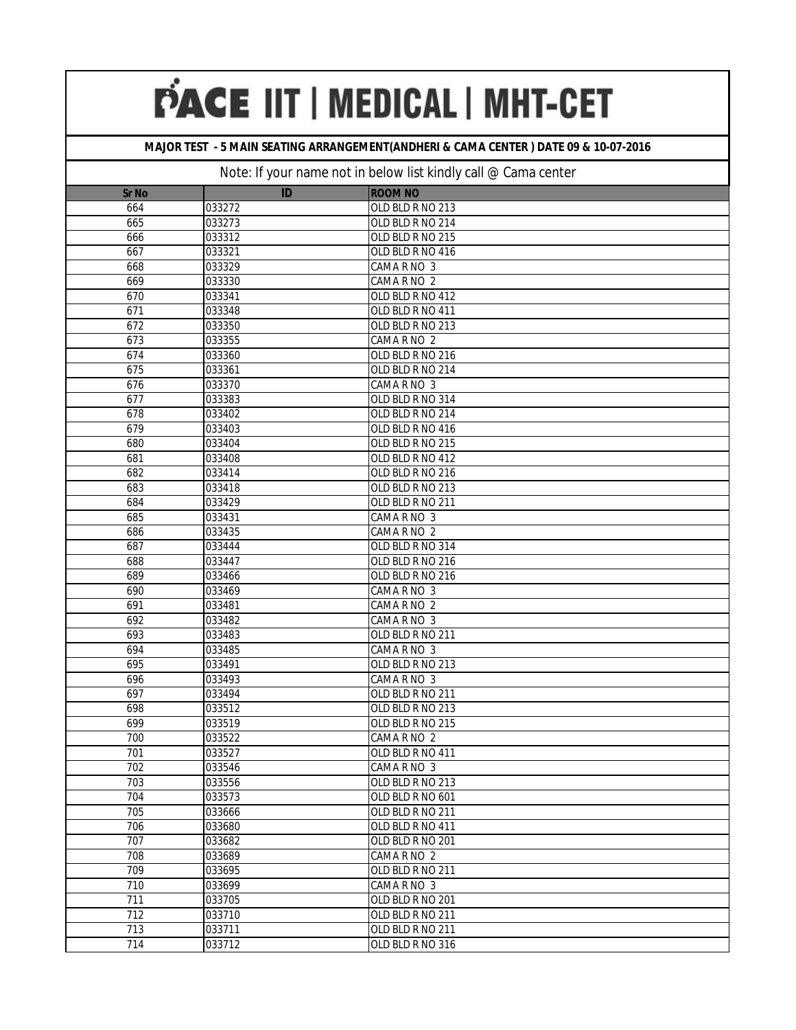# PACE IIT | MEDICAL | MHT-CET

**MAJOR TEST - 5 MAIN SEATING ARRANGEMENT(ANDHERI & CAMA CENTER ) DATE 09 & 10-07-2016**

Note: If your name not in below list kindly call @ Cama center

| Sr No | ID | ROOM NO |
|---|---|---|
| 664 | 033272 | OLD BLD R NO 213 |
| 665 | 033273 | OLD BLD R NO 214 |
| 666 | 033312 | OLD BLD R NO 215 |
| 667 | 033321 | OLD BLD R NO 416 |
| 668 | 033329 | CAMA R NO 3 |
| 669 | 033330 | CAMA R NO 2 |
| 670 | 033341 | OLD BLD R NO 412 |
| 671 | 033348 | OLD BLD R NO 411 |
| 672 | 033350 | OLD BLD R NO 213 |
| 673 | 033355 | CAMA R NO 2 |
| 674 | 033360 | OLD BLD R NO 216 |
| 675 | 033361 | OLD BLD R NO 214 |
| 676 | 033370 | CAMA R NO 3 |
| 677 | 033383 | OLD BLD R NO 314 |
| 678 | 033402 | OLD BLD R NO 214 |
| 679 | 033403 | OLD BLD R NO 416 |
| 680 | 033404 | OLD BLD R NO 215 |
| 681 | 033408 | OLD BLD R NO 412 |
| 682 | 033414 | OLD BLD R NO 216 |
| 683 | 033418 | OLD BLD R NO 213 |
| 684 | 033429 | OLD BLD R NO 211 |
| 685 | 033431 | CAMA R NO 3 |
| 686 | 033435 | CAMA R NO 2 |
| 687 | 033444 | OLD BLD R NO 314 |
| 688 | 033447 | OLD BLD R NO 216 |
| 689 | 033466 | OLD BLD R NO 216 |
| 690 | 033469 | CAMA R NO 3 |
| 691 | 033481 | CAMA R NO 2 |
| 692 | 033482 | CAMA R NO 3 |
| 693 | 033483 | OLD BLD R NO 211 |
| 694 | 033485 | CAMA R NO 3 |
| 695 | 033491 | OLD BLD R NO 213 |
| 696 | 033493 | CAMA R NO 3 |
| 697 | 033494 | OLD BLD R NO 211 |
| 698 | 033512 | OLD BLD R NO 213 |
| 699 | 033519 | OLD BLD R NO 215 |
| 700 | 033522 | CAMA R NO 2 |
| 701 | 033527 | OLD BLD R NO 411 |
| 702 | 033546 | CAMA R NO 3 |
| 703 | 033556 | OLD BLD R NO 213 |
| 704 | 033573 | OLD BLD R NO 601 |
| 705 | 033666 | OLD BLD R NO 211 |
| 706 | 033680 | OLD BLD R NO 411 |
| 707 | 033682 | OLD BLD R NO 201 |
| 708 | 033689 | CAMA R NO 2 |
| 709 | 033695 | OLD BLD R NO 211 |
| 710 | 033699 | CAMA R NO 3 |
| 711 | 033705 | OLD BLD R NO 201 |
| 712 | 033710 | OLD BLD R NO 211 |
| 713 | 033711 | OLD BLD R NO 211 |
| 714 | 033712 | OLD BLD R NO 316 |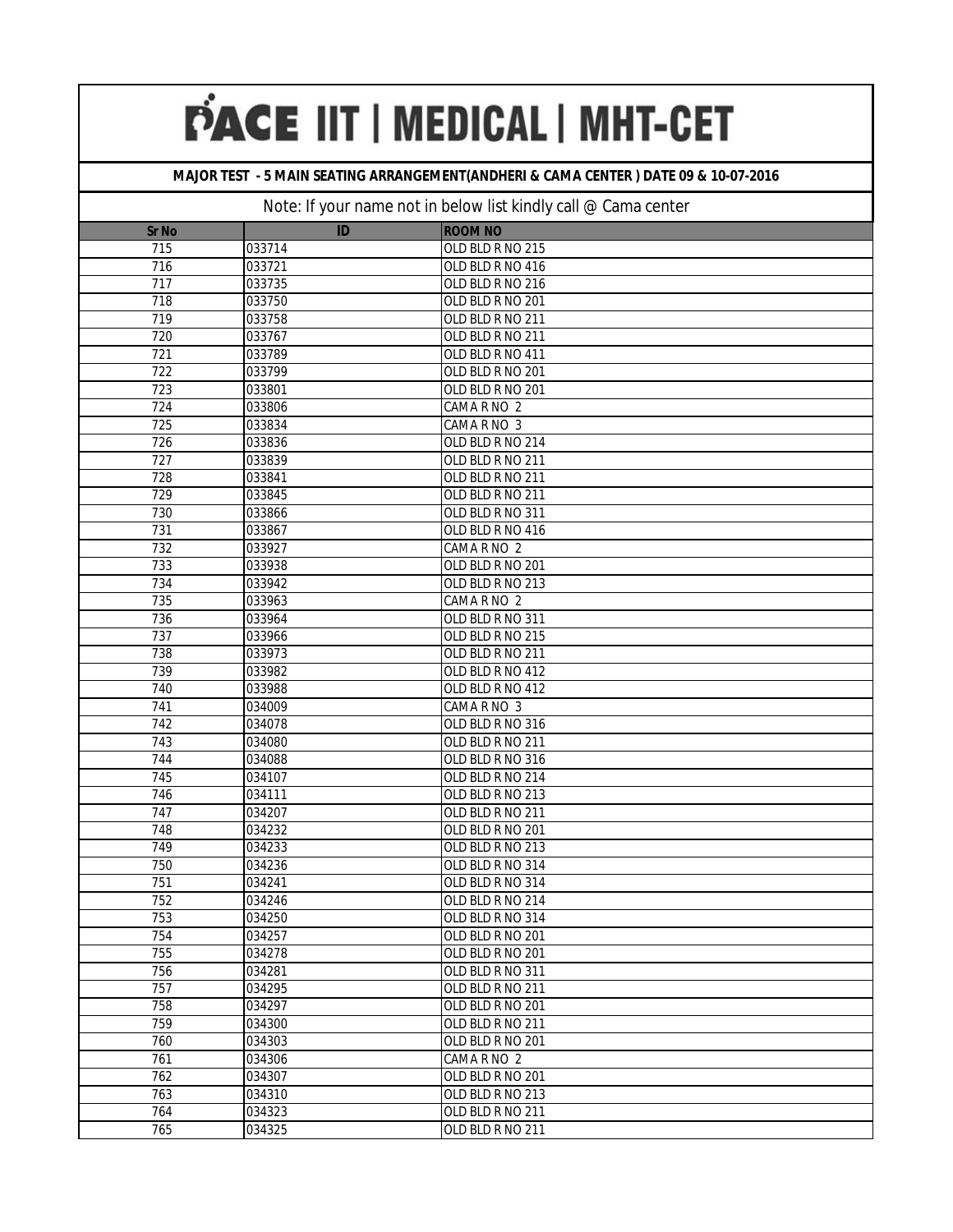# PACE IIT | MEDICAL | MHT-CET

**MAJOR TEST - 5 MAIN SEATING ARRANGEMENT(ANDHERI & CAMA CENTER ) DATE 09 & 10-07-2016**

Note: If your name not in below list kindly call @ Cama center

| Sr No | ID | ROOM NO |
|---|---|---|
| 715 | 033714 | OLD BLD R NO 215 |
| 716 | 033721 | OLD BLD R NO 416 |
| 717 | 033735 | OLD BLD R NO 216 |
| 718 | 033750 | OLD BLD R NO 201 |
| 719 | 033758 | OLD BLD R NO 211 |
| 720 | 033767 | OLD BLD R NO 211 |
| 721 | 033789 | OLD BLD R NO 411 |
| 722 | 033799 | OLD BLD R NO 201 |
| 723 | 033801 | OLD BLD R NO 201 |
| 724 | 033806 | CAMA R NO 2 |
| 725 | 033834 | CAMA R NO 3 |
| 726 | 033836 | OLD BLD R NO 214 |
| 727 | 033839 | OLD BLD R NO 211 |
| 728 | 033841 | OLD BLD R NO 211 |
| 729 | 033845 | OLD BLD R NO 211 |
| 730 | 033866 | OLD BLD R NO 311 |
| 731 | 033867 | OLD BLD R NO 416 |
| 732 | 033927 | CAMA R NO 2 |
| 733 | 033938 | OLD BLD R NO 201 |
| 734 | 033942 | OLD BLD R NO 213 |
| 735 | 033963 | CAMA R NO 2 |
| 736 | 033964 | OLD BLD R NO 311 |
| 737 | 033966 | OLD BLD R NO 215 |
| 738 | 033973 | OLD BLD R NO 211 |
| 739 | 033982 | OLD BLD R NO 412 |
| 740 | 033988 | OLD BLD R NO 412 |
| 741 | 034009 | CAMA R NO 3 |
| 742 | 034078 | OLD BLD R NO 316 |
| 743 | 034080 | OLD BLD R NO 211 |
| 744 | 034088 | OLD BLD R NO 316 |
| 745 | 034107 | OLD BLD R NO 214 |
| 746 | 034111 | OLD BLD R NO 213 |
| 747 | 034207 | OLD BLD R NO 211 |
| 748 | 034232 | OLD BLD R NO 201 |
| 749 | 034233 | OLD BLD R NO 213 |
| 750 | 034236 | OLD BLD R NO 314 |
| 751 | 034241 | OLD BLD R NO 314 |
| 752 | 034246 | OLD BLD R NO 214 |
| 753 | 034250 | OLD BLD R NO 314 |
| 754 | 034257 | OLD BLD R NO 201 |
| 755 | 034278 | OLD BLD R NO 201 |
| 756 | 034281 | OLD BLD R NO 311 |
| 757 | 034295 | OLD BLD R NO 211 |
| 758 | 034297 | OLD BLD R NO 201 |
| 759 | 034300 | OLD BLD R NO 211 |
| 760 | 034303 | OLD BLD R NO 201 |
| 761 | 034306 | CAMA R NO 2 |
| 762 | 034307 | OLD BLD R NO 201 |
| 763 | 034310 | OLD BLD R NO 213 |
| 764 | 034323 | OLD BLD R NO 211 |
| 765 | 034325 | OLD BLD R NO 211 |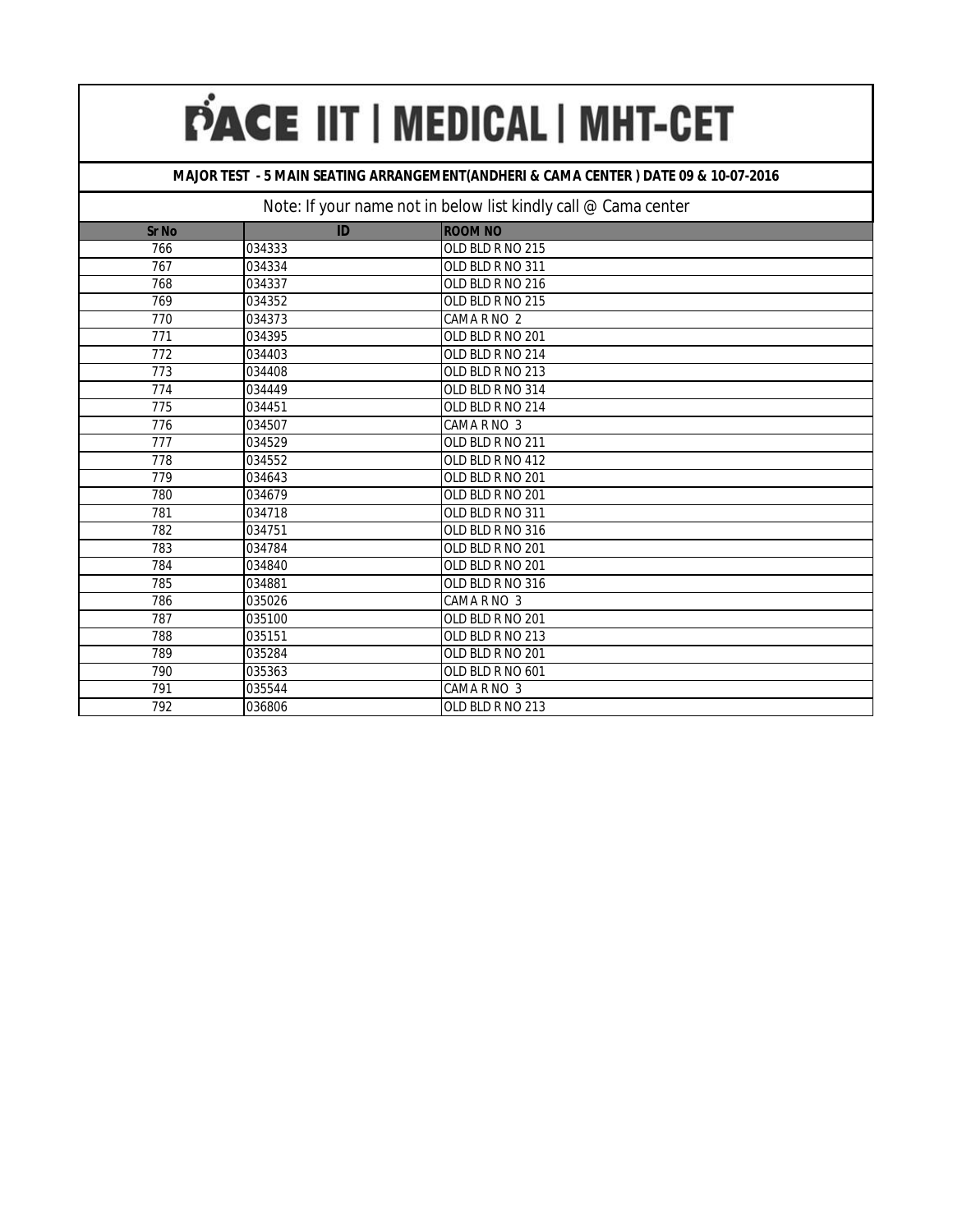# PACE IIT | MEDICAL | MHT-CET

**MAJOR TEST - 5 MAIN SEATING ARRANGEMENT(ANDHERI & CAMA CENTER ) DATE 09 & 10-07-2016**

Note: If your name not in below list kindly call @ Cama center

| Sr No | ID | ROOM NO |
|---|---|---|
| 766 | 034333 | OLD BLD R NO 215 |
| 767 | 034334 | OLD BLD R NO 311 |
| 768 | 034337 | OLD BLD R NO 216 |
| 769 | 034352 | OLD BLD R NO 215 |
| 770 | 034373 | CAMA R NO 2 |
| 771 | 034395 | OLD BLD R NO 201 |
| 772 | 034403 | OLD BLD R NO 214 |
| 773 | 034408 | OLD BLD R NO 213 |
| 774 | 034449 | OLD BLD R NO 314 |
| 775 | 034451 | OLD BLD R NO 214 |
| 776 | 034507 | CAMA R NO 3 |
| 777 | 034529 | OLD BLD R NO 211 |
| 778 | 034552 | OLD BLD R NO 412 |
| 779 | 034643 | OLD BLD R NO 201 |
| 780 | 034679 | OLD BLD R NO 201 |
| 781 | 034718 | OLD BLD R NO 311 |
| 782 | 034751 | OLD BLD R NO 316 |
| 783 | 034784 | OLD BLD R NO 201 |
| 784 | 034840 | OLD BLD R NO 201 |
| 785 | 034881 | OLD BLD R NO 316 |
| 786 | 035026 | CAMA R NO 3 |
| 787 | 035100 | OLD BLD R NO 201 |
| 788 | 035151 | OLD BLD R NO 213 |
| 789 | 035284 | OLD BLD R NO 201 |
| 790 | 035363 | OLD BLD R NO 601 |
| 791 | 035544 | CAMA R NO 3 |
| 792 | 036806 | OLD BLD R NO 213 |